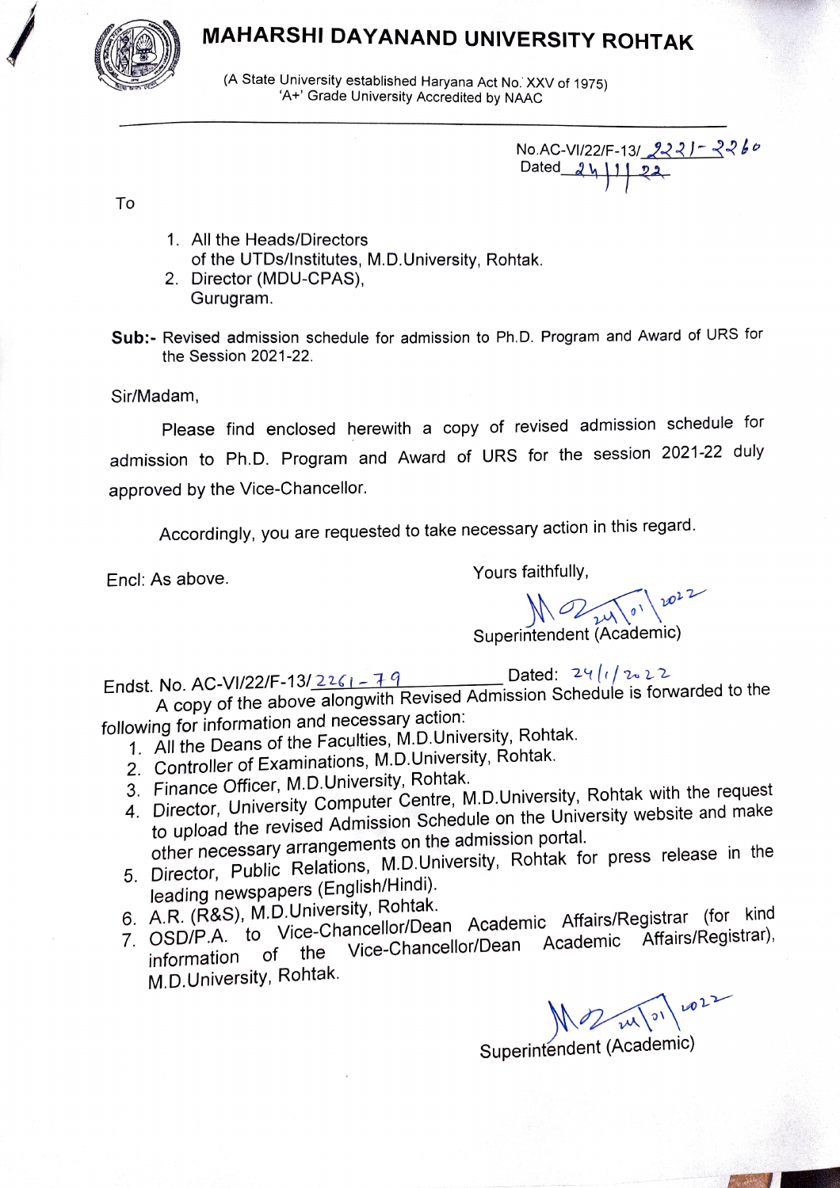# MAHARSHI DAYANAND UNIVERSITY ROHTAK

(A State University established Haryana Act No. XXV of 1975)
'A+' Grade University Accredited by NAAC

No.AC-VI/22/F-13/2221-2260
Dated 24/1/22

To

1. All the Heads/Directors of the UTDs/Institutes, M.D.University, Rohtak.
2. Director (MDU-CPAS), Gurugram.

**Sub:-** Revised admission schedule for admission to Ph.D. Program and Award of URS for the Session 2021-22.

Sir/Madam,

Please find enclosed herewith a copy of revised admission schedule for admission to Ph.D. Program and Award of URS for the session 2021-22 duly approved by the Vice-Chancellor.

Accordingly, you are requested to take necessary action in this regard.

Encl: As above.

Yours faithfully,

24/01/2022

Superintendent (Academic)

Endst. No. AC-VI/22/F-13/2261-79 Dated: 24/1/2022

A copy of the above alongwith Revised Admission Schedule is forwarded to the following for information and necessary action:

1. All the Deans of the Faculties, M.D.University, Rohtak.
2. Controller of Examinations, M.D.University, Rohtak.
3. Finance Officer, M.D.University, Rohtak.
4. Director, University Computer Centre, M.D.University, Rohtak with the request to upload the revised Admission Schedule on the University website and make other necessary arrangements on the admission portal.
5. Director, Public Relations, M.D.University, Rohtak for press release in the leading newspapers (English/Hindi).
6. A.R. (R&S), M.D.University, Rohtak.
7. OSD/P.A. to Vice-Chancellor/Dean Academic Affairs/Registrar (for kind information of the Vice-Chancellor/Dean Academic Affairs/Registrar), M.D.University, Rohtak.

24/01/2022

Superintendent (Academic)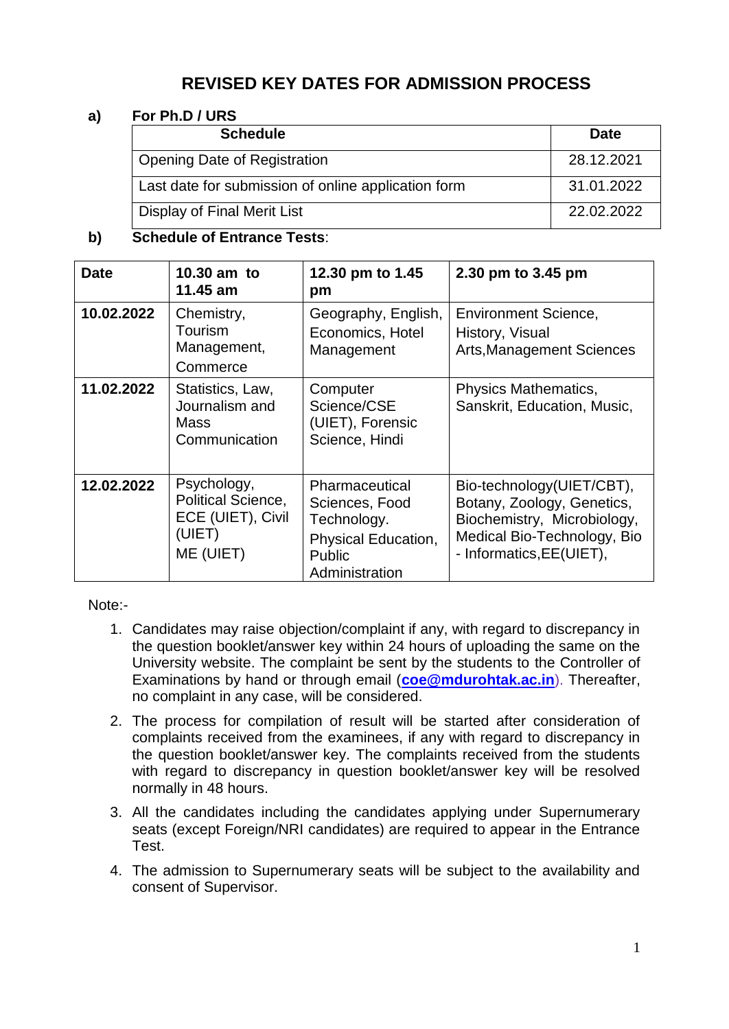# REVISED KEY DATES FOR ADMISSION PROCESS

**a) For Ph.D / URS**

| Schedule | Date |
|---|---|
| Opening Date of Registration | 28.12.2021 |
| Last date for submission of online application form | 31.01.2022 |
| Display of Final Merit List | 22.02.2022 |

**b) Schedule of Entrance Tests**:

| Date | 10.30 am to 11.45 am | 12.30 pm to 1.45 pm | 2.30 pm to 3.45 pm |
|---|---|---|---|
| **10.02.2022** | Chemistry, Tourism Management, Commerce | Geography, English, Economics, Hotel Management | Environment Science, History, Visual Arts,Management Sciences |
| **11.02.2022** | Statistics, Law, Journalism and Mass Communication | Computer Science/CSE (UIET), Forensic Science, Hindi | Physics Mathematics, Sanskrit, Education, Music, |
| **12.02.2022** | Psychology, Political Science, ECE (UIET), Civil (UIET) ME (UIET) | Pharmaceutical Sciences, Food Technology. Physical Education, Public Administration | Bio-technology(UIET/CBT), Botany, Zoology, Genetics, Biochemistry, Microbiology, Medical Bio-Technology, Bio - Informatics,EE(UIET), |

Note:-

1. Candidates may raise objection/complaint if any, with regard to discrepancy in the question booklet/answer key within 24 hours of uploading the same on the University website. The complaint be sent by the students to the Controller of Examinations by hand or through email (**coe@mdurohtak.ac.in**). Thereafter, no complaint in any case, will be considered.
2. The process for compilation of result will be started after consideration of complaints received from the examinees, if any with regard to discrepancy in the question booklet/answer key. The complaints received from the students with regard to discrepancy in question booklet/answer key will be resolved normally in 48 hours.
3. All the candidates including the candidates applying under Supernumerary seats (except Foreign/NRI candidates) are required to appear in the Entrance Test.
4. The admission to Supernumerary seats will be subject to the availability and consent of Supervisor.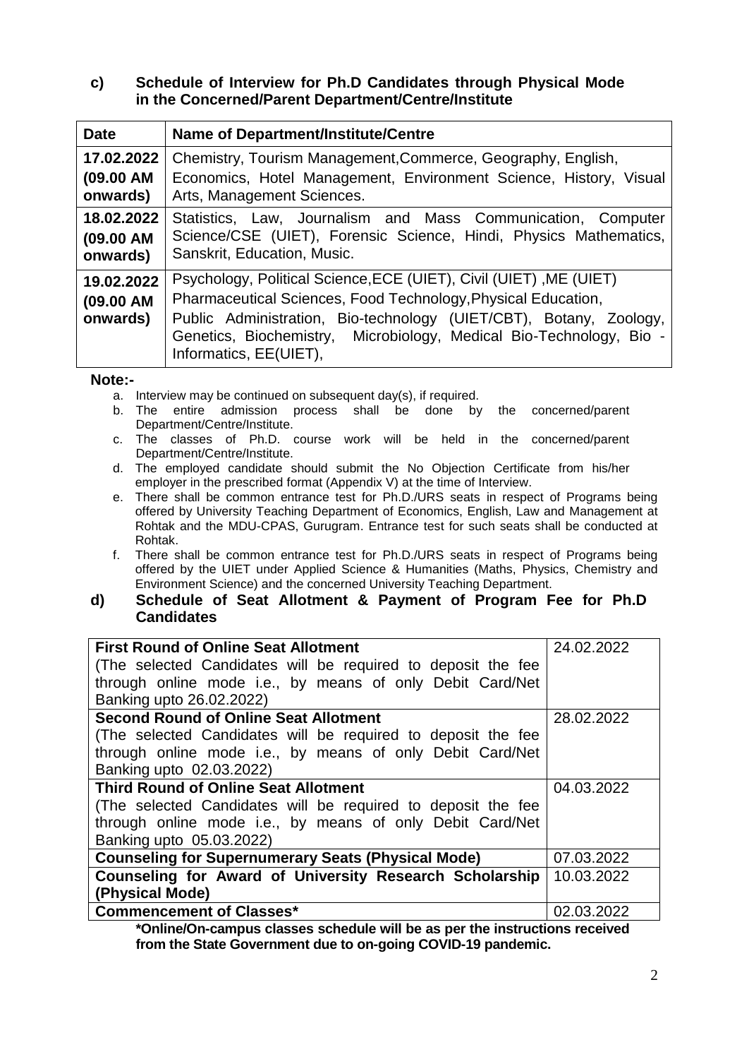**c) Schedule of Interview for Ph.D Candidates through Physical Mode in the Concerned/Parent Department/Centre/Institute**

| Date | Name of Department/Institute/Centre |
|---|---|
| **17.02.2022 (09.00 AM onwards)** | Chemistry, Tourism Management,Commerce, Geography, English, Economics, Hotel Management, Environment Science, History, Visual Arts, Management Sciences. |
| **18.02.2022 (09.00 AM onwards)** | Statistics, Law, Journalism and Mass Communication, Computer Science/CSE (UIET), Forensic Science, Hindi, Physics Mathematics, Sanskrit, Education, Music. |
| **19.02.2022 (09.00 AM onwards)** | Psychology, Political Science,ECE (UIET), Civil (UIET) ,ME (UIET) Pharmaceutical Sciences, Food Technology,Physical Education, Public Administration, Bio-technology (UIET/CBT), Botany, Zoology, Genetics, Biochemistry, Microbiology, Medical Bio-Technology, Bio - Informatics, EE(UIET), |

**Note:-**

a. Interview may be continued on subsequent day(s), if required.
b. The entire admission process shall be done by the concerned/parent Department/Centre/Institute.
c. The classes of Ph.D. course work will be held in the concerned/parent Department/Centre/Institute.
d. The employed candidate should submit the No Objection Certificate from his/her employer in the prescribed format (Appendix V) at the time of Interview.
e. There shall be common entrance test for Ph.D./URS seats in respect of Programs being offered by University Teaching Department of Economics, English, Law and Management at Rohtak and the MDU-CPAS, Gurugram. Entrance test for such seats shall be conducted at Rohtak.
f. There shall be common entrance test for Ph.D./URS seats in respect of Programs being offered by the UIET under Applied Science & Humanities (Maths, Physics, Chemistry and Environment Science) and the concerned University Teaching Department.

**d) Schedule of Seat Allotment & Payment of Program Fee for Ph.D Candidates**

| | |
|---|---|
| **First Round of Online Seat Allotment** (The selected Candidates will be required to deposit the fee through online mode i.e., by means of only Debit Card/Net Banking upto 26.02.2022) | 24.02.2022 |
| **Second Round of Online Seat Allotment** (The selected Candidates will be required to deposit the fee through online mode i.e., by means of only Debit Card/Net Banking upto 02.03.2022) | 28.02.2022 |
| **Third Round of Online Seat Allotment** (The selected Candidates will be required to deposit the fee through online mode i.e., by means of only Debit Card/Net Banking upto 05.03.2022) | 04.03.2022 |
| **Counseling for Supernumerary Seats (Physical Mode)** | 07.03.2022 |
| **Counseling for Award of University Research Scholarship (Physical Mode)** | 10.03.2022 |
| **Commencement of Classes*** | 02.03.2022 |

***Online/On-campus classes schedule will be as per the instructions received from the State Government due to on-going COVID-19 pandemic.**